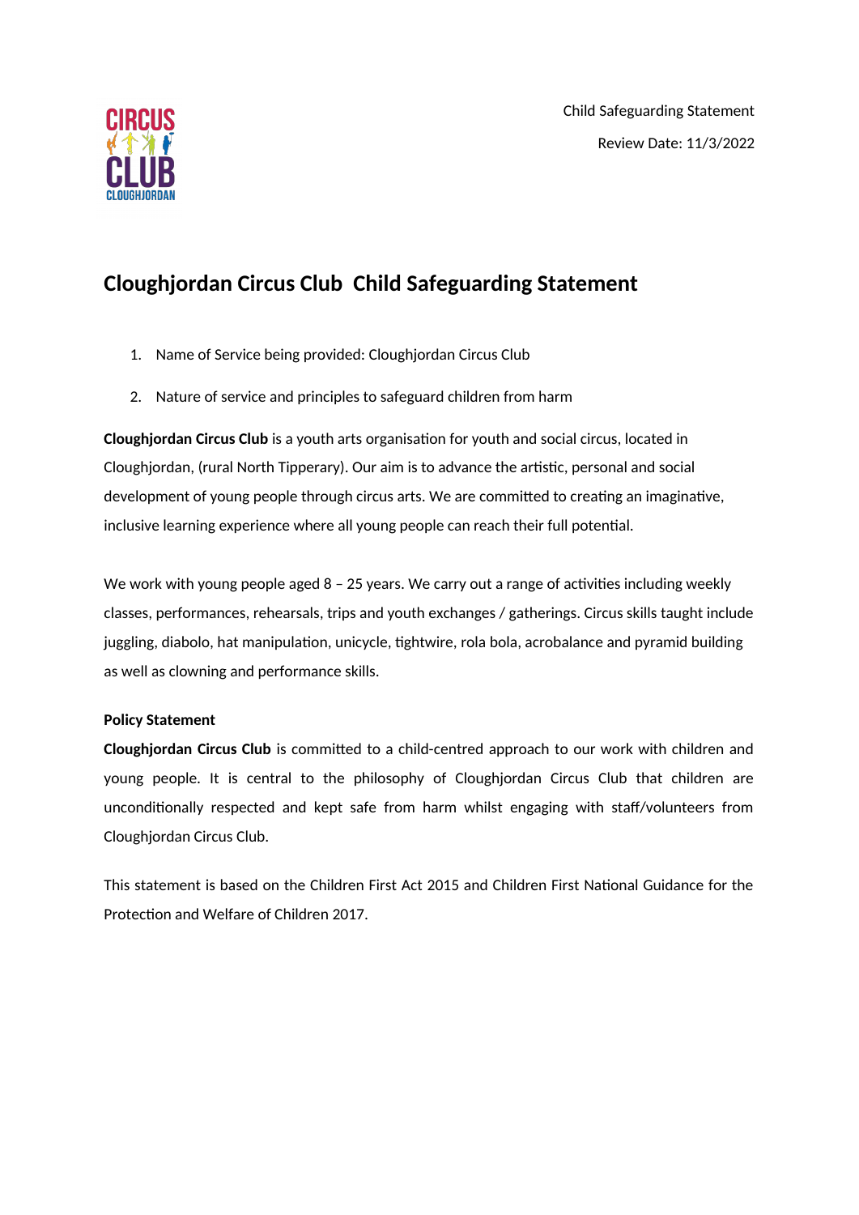Child Safeguarding Statement

Review Date: 11/3/2022

# Cloughjordan Circus Club  Child Safeguarding Statement

1. Name of Service being provided: Cloughjordan Circus Club
2. Nature of service and principles to safeguard children from harm

**Cloughjordan Circus Club** is a youth arts organisation for youth and social circus, located in Cloughjordan, (rural North Tipperary). Our aim is to advance the artistic, personal and social development of young people through circus arts. We are committed to creating an imaginative, inclusive learning experience where all young people can reach their full potential.

We work with young people aged 8 – 25 years. We carry out a range of activities including weekly classes, performances, rehearsals, trips and youth exchanges / gatherings. Circus skills taught include juggling, diabolo, hat manipulation, unicycle, tightwire, rola bola, acrobalance and pyramid building as well as clowning and performance skills.

**Policy Statement**

**Cloughjordan Circus Club** is committed to a child-centred approach to our work with children and young people. It is central to the philosophy of Cloughjordan Circus Club that children are unconditionally respected and kept safe from harm whilst engaging with staff/volunteers from Cloughjordan Circus Club.

This statement is based on the Children First Act 2015 and Children First National Guidance for the Protection and Welfare of Children 2017.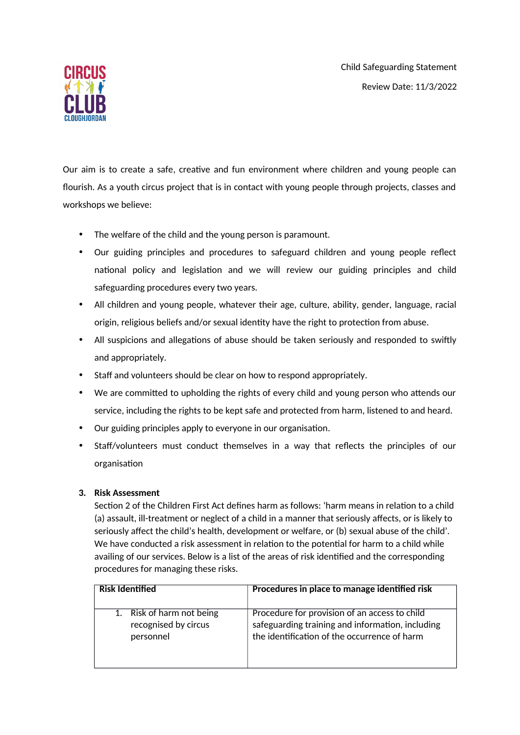Child Safeguarding Statement

Review Date: 11/3/2022

Our aim is to create a safe, creative and fun environment where children and young people can flourish. As a youth circus project that is in contact with young people through projects, classes and workshops we believe:

- The welfare of the child and the young person is paramount.
- Our guiding principles and procedures to safeguard children and young people reflect national policy and legislation and we will review our guiding principles and child safeguarding procedures every two years.
- All children and young people, whatever their age, culture, ability, gender, language, racial origin, religious beliefs and/or sexual identity have the right to protection from abuse.
- All suspicions and allegations of abuse should be taken seriously and responded to swiftly and appropriately.
- Staff and volunteers should be clear on how to respond appropriately.
- We are committed to upholding the rights of every child and young person who attends our service, including the rights to be kept safe and protected from harm, listened to and heard.
- Our guiding principles apply to everyone in our organisation.
- Staff/volunteers must conduct themselves in a way that reflects the principles of our organisation

**3. Risk Assessment**

Section 2 of the Children First Act defines harm as follows: 'harm means in relation to a child (a) assault, ill-treatment or neglect of a child in a manner that seriously affects, or is likely to seriously affect the child's health, development or welfare, or (b) sexual abuse of the child'. We have conducted a risk assessment in relation to the potential for harm to a child while availing of our services. Below is a list of the areas of risk identified and the corresponding procedures for managing these risks.

| Risk Identified | Procedures in place to manage identified risk |
| --- | --- |
| 1. Risk of harm not being recognised by circus personnel | Procedure for provision of an access to child safeguarding training and information, including the identification of the occurrence of harm |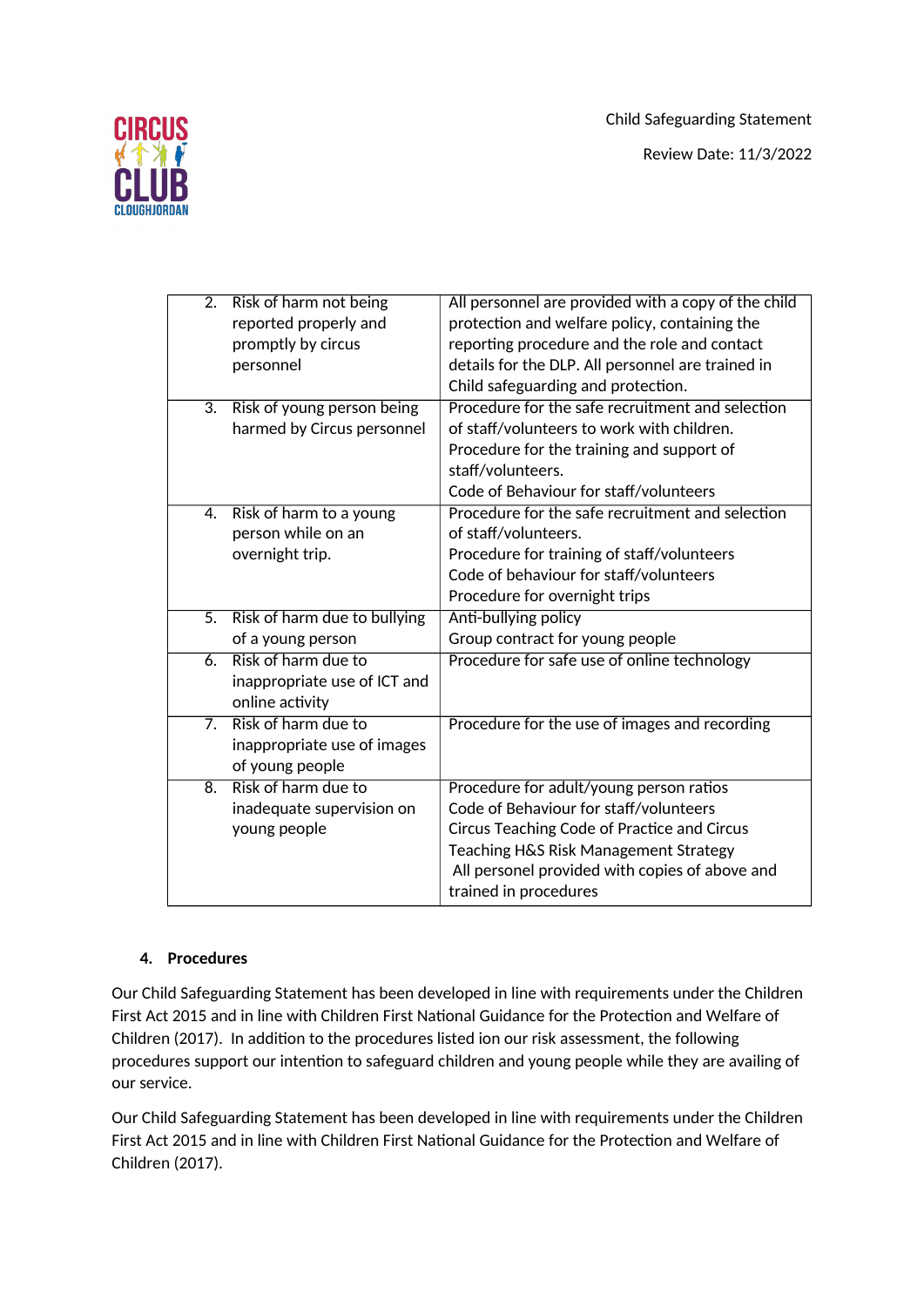| | |
|---|---|
| 2. Risk of harm not being reported properly and promptly by circus personnel | All personnel are provided with a copy of the child protection and welfare policy, containing the reporting procedure and the role and contact details for the DLP. All personnel are trained in Child safeguarding and protection. |
| 3. Risk of young person being harmed by Circus personnel | Procedure for the safe recruitment and selection of staff/volunteers to work with children.<br>Procedure for the training and support of staff/volunteers.<br>Code of Behaviour for staff/volunteers |
| 4. Risk of harm to a young person while on an overnight trip. | Procedure for the safe recruitment and selection of staff/volunteers.<br>Procedure for training of staff/volunteers<br>Code of behaviour for staff/volunteers<br>Procedure for overnight trips |
| 5. Risk of harm due to bullying of a young person | Anti-bullying policy<br>Group contract for young people |
| 6. Risk of harm due to inappropriate use of ICT and online activity | Procedure for safe use of online technology |
| 7. Risk of harm due to inappropriate use of images of young people | Procedure for the use of images and recording |
| 8. Risk of harm due to inadequate supervision on young people | Procedure for adult/young person ratios<br>Code of Behaviour for staff/volunteers<br>Circus Teaching Code of Practice and Circus Teaching H&S Risk Management Strategy<br>All personel provided with copies of above and trained in procedures |

## 4. Procedures

Our Child Safeguarding Statement has been developed in line with requirements under the Children First Act 2015 and in line with Children First National Guidance for the Protection and Welfare of Children (2017). In addition to the procedures listed ion our risk assessment, the following procedures support our intention to safeguard children and young people while they are availing of our service.

Our Child Safeguarding Statement has been developed in line with requirements under the Children First Act 2015 and in line with Children First National Guidance for the Protection and Welfare of Children (2017).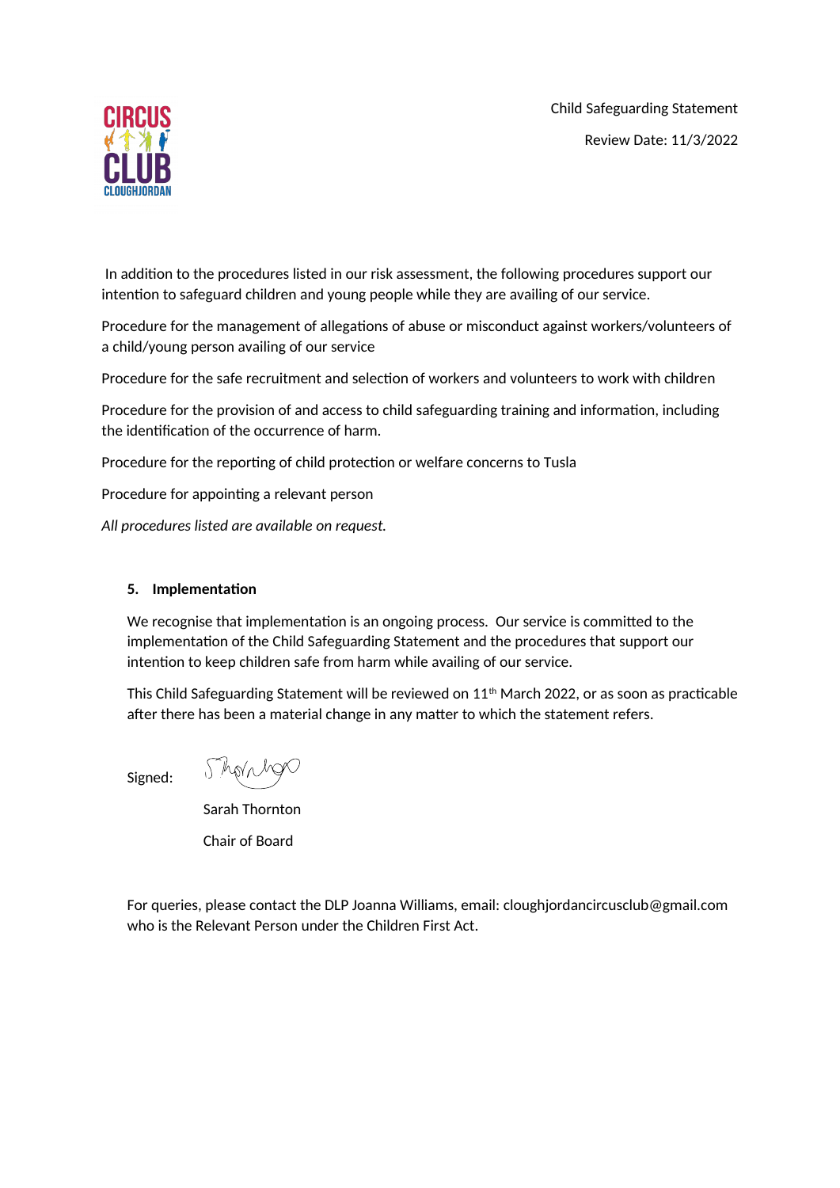Child Safeguarding Statement

Review Date: 11/3/2022

In addition to the procedures listed in our risk assessment, the following procedures support our intention to safeguard children and young people while they are availing of our service.

Procedure for the management of allegations of abuse or misconduct against workers/volunteers of a child/young person availing of our service

Procedure for the safe recruitment and selection of workers and volunteers to work with children

Procedure for the provision of and access to child safeguarding training and information, including the identification of the occurrence of harm.

Procedure for the reporting of child protection or welfare concerns to Tusla

Procedure for appointing a relevant person

*All procedures listed are available on request.*

## 5. Implementation

We recognise that implementation is an ongoing process. Our service is committed to the implementation of the Child Safeguarding Statement and the procedures that support our intention to keep children safe from harm while availing of our service.

This Child Safeguarding Statement will be reviewed on 11th March 2022, or as soon as practicable after there has been a material change in any matter to which the statement refers.

Signed:

Sarah Thornton

Chair of Board

For queries, please contact the DLP Joanna Williams, email: cloughjordancircusclub@gmail.com who is the Relevant Person under the Children First Act.